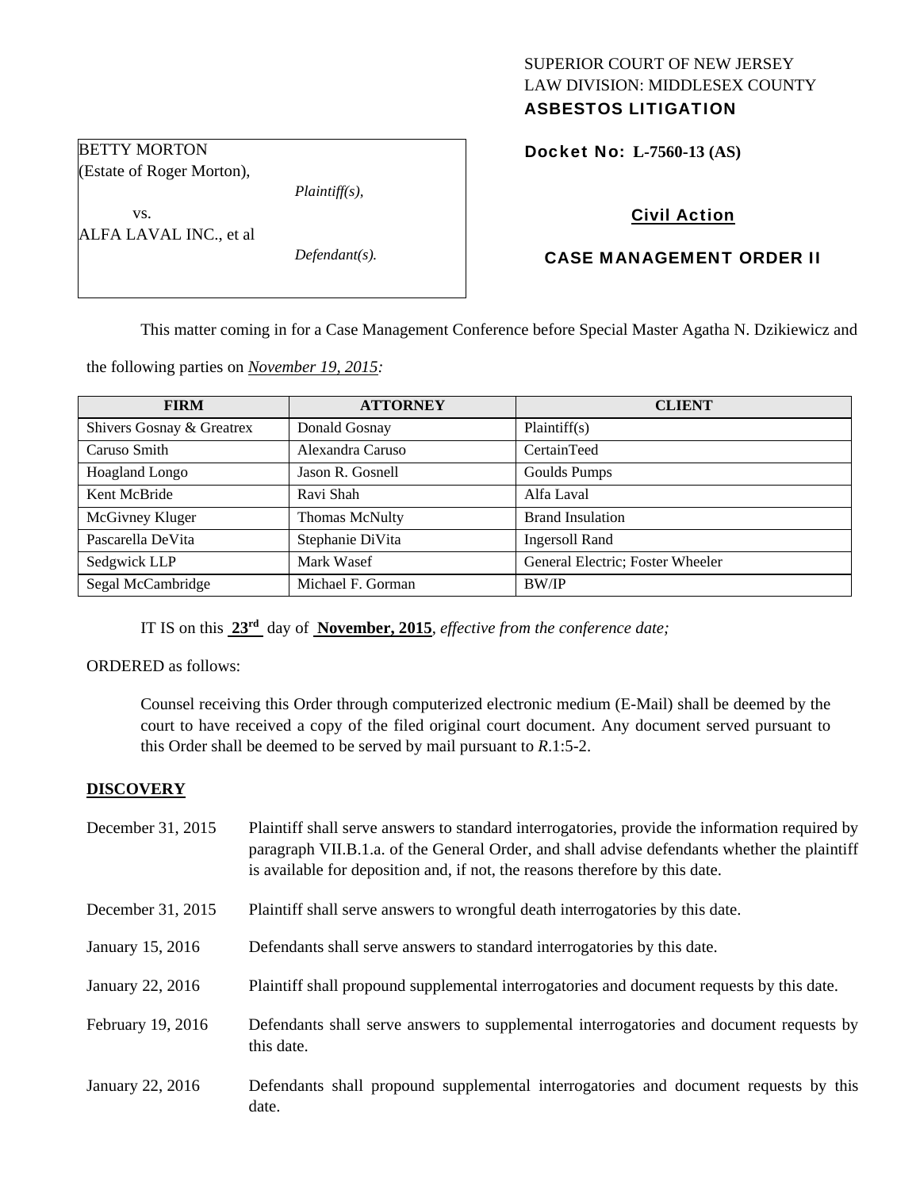SUPERIOR COURT OF NEW JERSEY
LAW DIVISION: MIDDLESEX COUNTY
**ASBESTOS LITIGATION**

BETTY MORTON
(Estate of Roger Morton),
*Plaintiff(s),*

vs.

ALFA LAVAL INC., et al
*Defendant(s).*

**Docket No: L-7560-13 (AS)**

**Civil Action**

**CASE MANAGEMENT ORDER II**

This matter coming in for a Case Management Conference before Special Master Agatha N. Dzikiewicz and the following parties on *November 19, 2015:*

| FIRM | ATTORNEY | CLIENT |
|---|---|---|
| Shivers Gosnay & Greatrex | Donald Gosnay | Plaintiff(s) |
| Caruso Smith | Alexandra Caruso | CertainTeed |
| Hoagland Longo | Jason R. Gosnell | Goulds Pumps |
| Kent McBride | Ravi Shah | Alfa Laval |
| McGivney Kluger | Thomas McNulty | Brand Insulation |
| Pascarella DeVita | Stephanie DiVita | Ingersoll Rand |
| Sedgwick LLP | Mark Wasef | General Electric; Foster Wheeler |
| Segal McCambridge | Michael F. Gorman | BW/IP |

IT IS on this **23rd** day of **November, 2015**, *effective from the conference date;*

ORDERED as follows:

Counsel receiving this Order through computerized electronic medium (E-Mail) shall be deemed by the court to have received a copy of the filed original court document. Any document served pursuant to this Order shall be deemed to be served by mail pursuant to *R*.1:5-2.

**DISCOVERY**

December 31, 2015 — Plaintiff shall serve answers to standard interrogatories, provide the information required by paragraph VII.B.1.a. of the General Order, and shall advise defendants whether the plaintiff is available for deposition and, if not, the reasons therefore by this date.

December 31, 2015 — Plaintiff shall serve answers to wrongful death interrogatories by this date.

January 15, 2016 — Defendants shall serve answers to standard interrogatories by this date.

January 22, 2016 — Plaintiff shall propound supplemental interrogatories and document requests by this date.

February 19, 2016 — Defendants shall serve answers to supplemental interrogatories and document requests by this date.

January 22, 2016 — Defendants shall propound supplemental interrogatories and document requests by this date.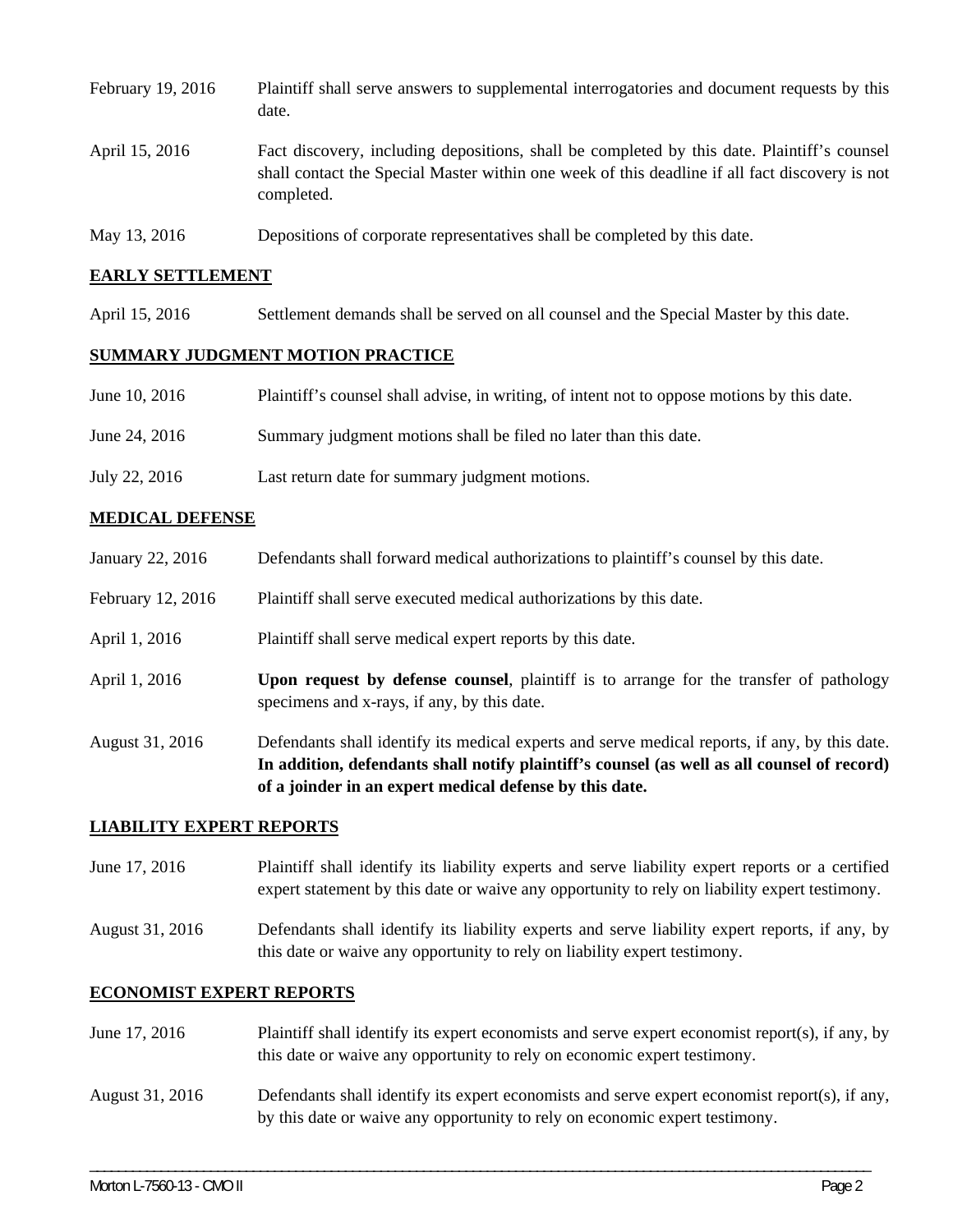| | |
|---|---|
| February 19, 2016 | Plaintiff shall serve answers to supplemental interrogatories and document requests by this date. |
| April 15, 2016 | Fact discovery, including depositions, shall be completed by this date. Plaintiff's counsel shall contact the Special Master within one week of this deadline if all fact discovery is not completed. |
| May 13, 2016 | Depositions of corporate representatives shall be completed by this date. |

## EARLY SETTLEMENT

| | |
|---|---|
| April 15, 2016 | Settlement demands shall be served on all counsel and the Special Master by this date. |

## SUMMARY JUDGMENT MOTION PRACTICE

| | |
|---|---|
| June 10, 2016 | Plaintiff's counsel shall advise, in writing, of intent not to oppose motions by this date. |
| June 24, 2016 | Summary judgment motions shall be filed no later than this date. |
| July 22, 2016 | Last return date for summary judgment motions. |

## MEDICAL DEFENSE

| | |
|---|---|
| January 22, 2016 | Defendants shall forward medical authorizations to plaintiff's counsel by this date. |
| February 12, 2016 | Plaintiff shall serve executed medical authorizations by this date. |
| April 1, 2016 | Plaintiff shall serve medical expert reports by this date. |
| April 1, 2016 | **Upon request by defense counsel**, plaintiff is to arrange for the transfer of pathology specimens and x-rays, if any, by this date. |
| August 31, 2016 | Defendants shall identify its medical experts and serve medical reports, if any, by this date. **In addition, defendants shall notify plaintiff's counsel (as well as all counsel of record) of a joinder in an expert medical defense by this date.** |

## LIABILITY EXPERT REPORTS

| | |
|---|---|
| June 17, 2016 | Plaintiff shall identify its liability experts and serve liability expert reports or a certified expert statement by this date or waive any opportunity to rely on liability expert testimony. |
| August 31, 2016 | Defendants shall identify its liability experts and serve liability expert reports, if any, by this date or waive any opportunity to rely on liability expert testimony. |

## ECONOMIST EXPERT REPORTS

| | |
|---|---|
| June 17, 2016 | Plaintiff shall identify its expert economists and serve expert economist report(s), if any, by this date or waive any opportunity to rely on economic expert testimony. |
| August 31, 2016 | Defendants shall identify its expert economists and serve expert economist report(s), if any, by this date or waive any opportunity to rely on economic expert testimony. |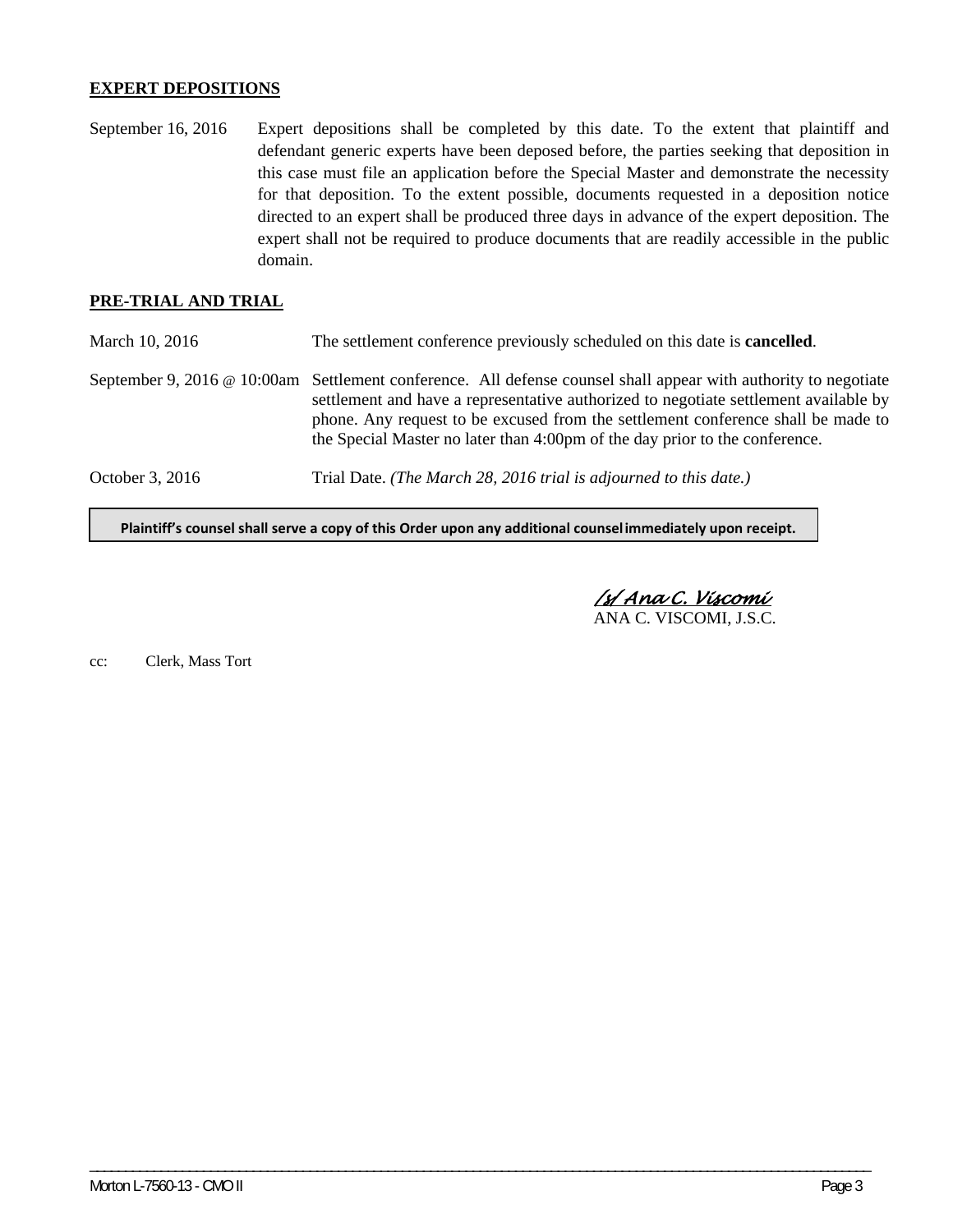**EXPERT DEPOSITIONS**

| | |
|---|---|
| September 16, 2016 | Expert depositions shall be completed by this date. To the extent that plaintiff and defendant generic experts have been deposed before, the parties seeking that deposition in this case must file an application before the Special Master and demonstrate the necessity for that deposition. To the extent possible, documents requested in a deposition notice directed to an expert shall be produced three days in advance of the expert deposition. The expert shall not be required to produce documents that are readily accessible in the public domain. |

**PRE-TRIAL AND TRIAL**

| | |
|---|---|
| March 10, 2016 | The settlement conference previously scheduled on this date is **cancelled**. |
| September 9, 2016 @ 10:00am | Settlement conference. All defense counsel shall appear with authority to negotiate settlement and have a representative authorized to negotiate settlement available by phone. Any request to be excused from the settlement conference shall be made to the Special Master no later than 4:00pm of the day prior to the conference. |
| October 3, 2016 | Trial Date. *(The March 28, 2016 trial is adjourned to this date.)* |

**Plaintiff's counsel shall serve a copy of this Order upon any additional counsel immediately upon receipt.**

*/s/ Ana C. Viscomi*
ANA C. VISCOMI, J.S.C.

cc: Clerk, Mass Tort